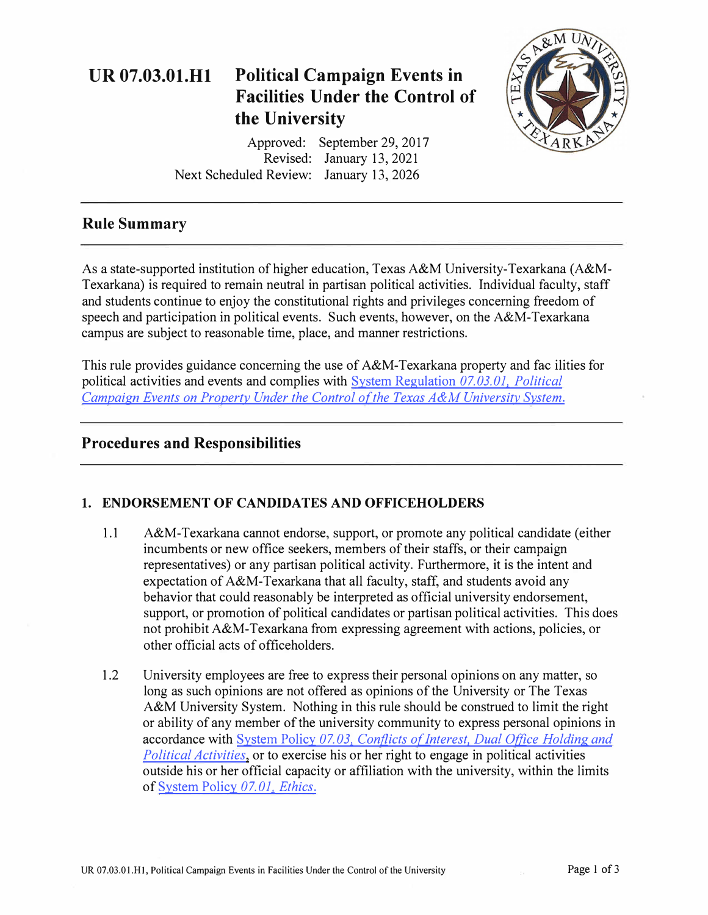# UR 07.03.01.H1 Political Campaign Events in Facilities Under the Control of the University

Approved: September 29, 2017
Revised: January 13, 2021
Next Scheduled Review: January 13, 2026

## Rule Summary

As a state-supported institution of higher education, Texas A&M University-Texarkana (A&M-Texarkana) is required to remain neutral in partisan political activities. Individual faculty, staff and students continue to enjoy the constitutional rights and privileges concerning freedom of speech and participation in political events. Such events, however, on the A&M-Texarkana campus are subject to reasonable time, place, and manner restrictions.

This rule provides guidance concerning the use of A&M-Texarkana property and facilities for political activities and events and complies with System Regulation *07.03.01, Political Campaign Events on Property Under the Control of the Texas A&M University System.*

## Procedures and Responsibilities

### 1. ENDORSEMENT OF CANDIDATES AND OFFICEHOLDERS

1.1 A&M-Texarkana cannot endorse, support, or promote any political candidate (either incumbents or new office seekers, members of their staffs, or their campaign representatives) or any partisan political activity. Furthermore, it is the intent and expectation of A&M-Texarkana that all faculty, staff, and students avoid any behavior that could reasonably be interpreted as official university endorsement, support, or promotion of political candidates or partisan political activities. This does not prohibit A&M-Texarkana from expressing agreement with actions, policies, or other official acts of officeholders.

1.2 University employees are free to express their personal opinions on any matter, so long as such opinions are not offered as opinions of the University or The Texas A&M University System. Nothing in this rule should be construed to limit the right or ability of any member of the university community to express personal opinions in accordance with System Policy *07.03, Conflicts of Interest, Dual Office Holding and Political Activities*, or to exercise his or her right to engage in political activities outside his or her official capacity or affiliation with the university, within the limits of System Policy *07.01, Ethics.*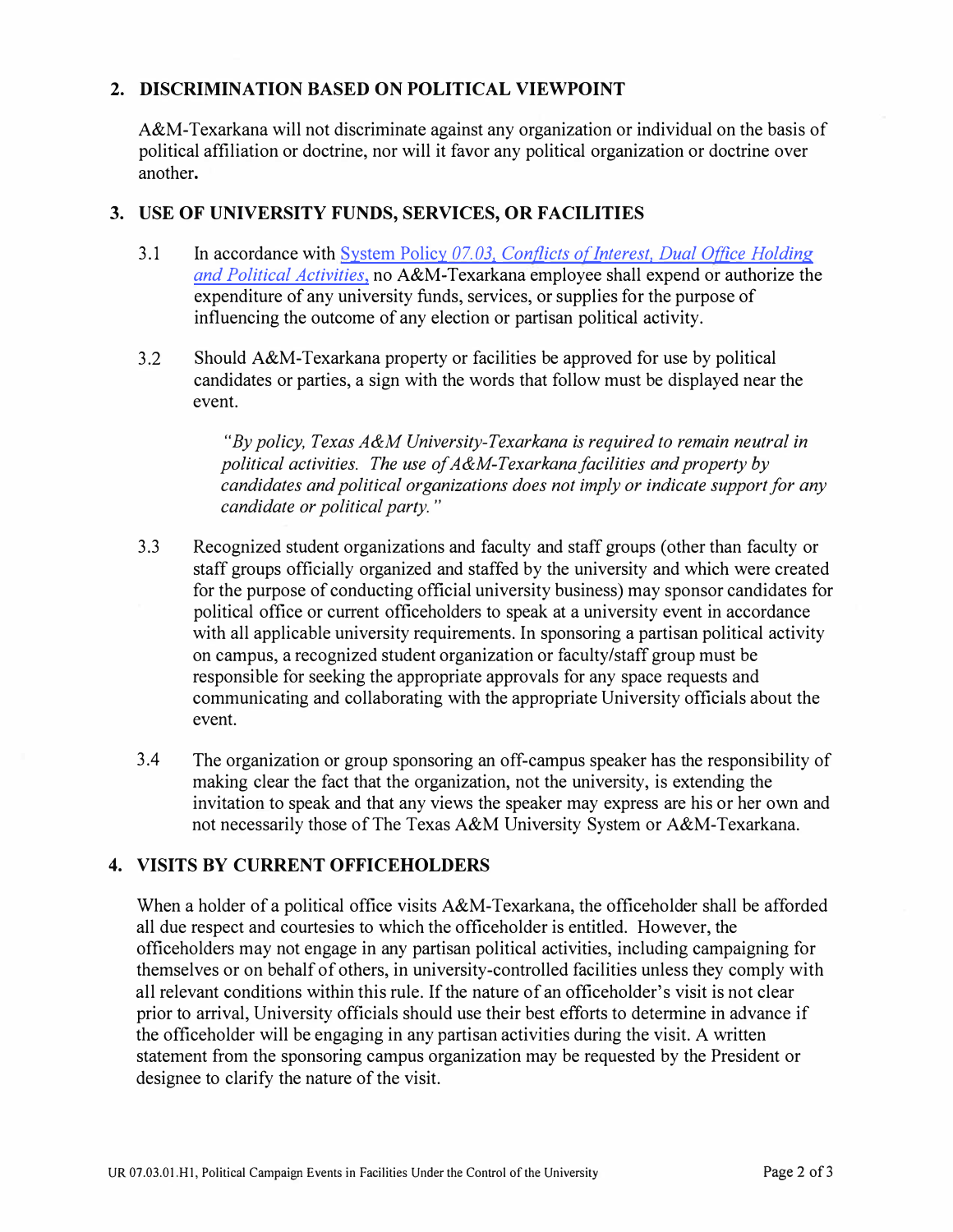## 2. DISCRIMINATION BASED ON POLITICAL VIEWPOINT

A&M-Texarkana will not discriminate against any organization or individual on the basis of political affiliation or doctrine, nor will it favor any political organization or doctrine over another.

## 3. USE OF UNIVERSITY FUNDS, SERVICES, OR FACILITIES

3.1 In accordance with System Policy *07.03, Conflicts of Interest, Dual Office Holding and Political Activities*, no A&M-Texarkana employee shall expend or authorize the expenditure of any university funds, services, or supplies for the purpose of influencing the outcome of any election or partisan political activity.

3.2 Should A&M-Texarkana property or facilities be approved for use by political candidates or parties, a sign with the words that follow must be displayed near the event.

> *"By policy, Texas A&M University-Texarkana is required to remain neutral in political activities. The use of A&M-Texarkana facilities and property by candidates and political organizations does not imply or indicate support for any candidate or political party."*

3.3 Recognized student organizations and faculty and staff groups (other than faculty or staff groups officially organized and staffed by the university and which were created for the purpose of conducting official university business) may sponsor candidates for political office or current officeholders to speak at a university event in accordance with all applicable university requirements. In sponsoring a partisan political activity on campus, a recognized student organization or faculty/staff group must be responsible for seeking the appropriate approvals for any space requests and communicating and collaborating with the appropriate University officials about the event.

3.4 The organization or group sponsoring an off-campus speaker has the responsibility of making clear the fact that the organization, not the university, is extending the invitation to speak and that any views the speaker may express are his or her own and not necessarily those of The Texas A&M University System or A&M-Texarkana.

## 4. VISITS BY CURRENT OFFICEHOLDERS

When a holder of a political office visits A&M-Texarkana, the officeholder shall be afforded all due respect and courtesies to which the officeholder is entitled. However, the officeholders may not engage in any partisan political activities, including campaigning for themselves or on behalf of others, in university-controlled facilities unless they comply with all relevant conditions within this rule. If the nature of an officeholder's visit is not clear prior to arrival, University officials should use their best efforts to determine in advance if the officeholder will be engaging in any partisan activities during the visit. A written statement from the sponsoring campus organization may be requested by the President or designee to clarify the nature of the visit.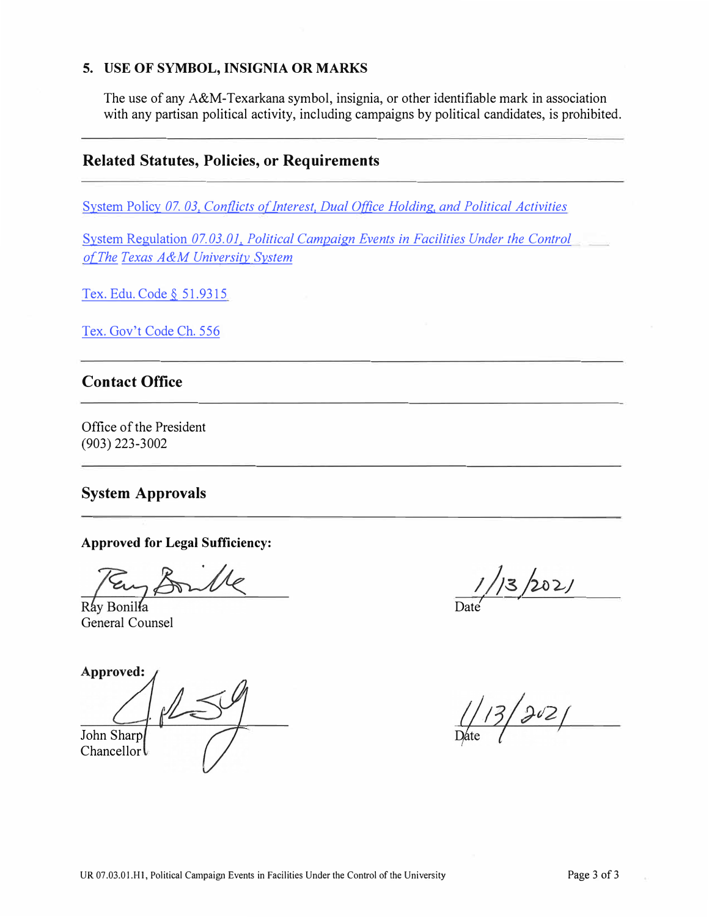### 5. USE OF SYMBOL, INSIGNIA OR MARKS

The use of any A&M-Texarkana symbol, insignia, or other identifiable mark in association with any partisan political activity, including campaigns by political candidates, is prohibited.

---

## Related Statutes, Policies, or Requirements

---

[System Policy *07. 03, Conflicts of Interest, Dual Office Holding, and Political Activities*]

[System Regulation *07.03.01, Political Campaign Events in Facilities Under the Control of The Texas A&M University System*]

[Tex. Edu. Code § 51.9315]

[Tex. Gov't Code Ch. 556]

---

## Contact Office

---

Office of the President
(903) 223-3002

---

## System Approvals

---

**Approved for Legal Sufficiency:**

Ray Bonilla
General Counsel

Date: 1/13/2021

**Approved:**

John Sharp
Chancellor

Date: 1/13/2021